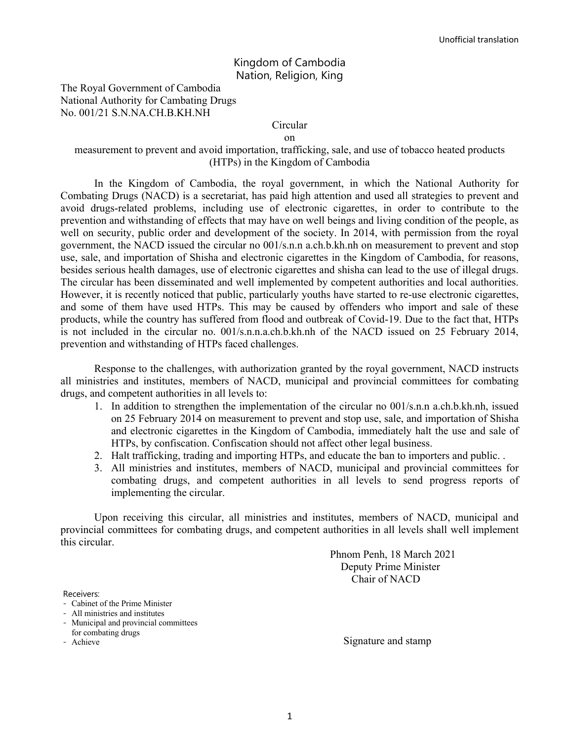Unofficial translation

Kingdom of Cambodia
Nation, Religion, King

The Royal Government of Cambodia
National Authority for Cambating Drugs
No. 001/21 S.N.NA.CH.B.KH.NH

Circular
on
measurement to prevent and avoid importation, trafficking, sale, and use of tobacco heated products (HTPs) in the Kingdom of Cambodia

In the Kingdom of Cambodia, the royal government, in which the National Authority for Combating Drugs (NACD) is a secretariat, has paid high attention and used all strategies to prevent and avoid drugs-related problems, including use of electronic cigarettes, in order to contribute to the prevention and withstanding of effects that may have on well beings and living condition of the people, as well on security, public order and development of the society. In 2014, with permission from the royal government, the NACD issued the circular no 001/s.n.n a.ch.b.kh.nh on measurement to prevent and stop use, sale, and importation of Shisha and electronic cigarettes in the Kingdom of Cambodia, for reasons, besides serious health damages, use of electronic cigarettes and shisha can lead to the use of illegal drugs. The circular has been disseminated and well implemented by competent authorities and local authorities. However, it is recently noticed that public, particularly youths have started to re-use electronic cigarettes, and some of them have used HTPs. This may be caused by offenders who import and sale of these products, while the country has suffered from flood and outbreak of Covid-19. Due to the fact that, HTPs is not included in the circular no. 001/s.n.n.a.ch.b.kh.nh of the NACD issued on 25 February 2014, prevention and withstanding of HTPs faced challenges.

Response to the challenges, with authorization granted by the royal government, NACD instructs all ministries and institutes, members of NACD, municipal and provincial committees for combating drugs, and competent authorities in all levels to:

1. In addition to strengthen the implementation of the circular no 001/s.n.n a.ch.b.kh.nh, issued on 25 February 2014 on measurement to prevent and stop use, sale, and importation of Shisha and electronic cigarettes in the Kingdom of Cambodia, immediately halt the use and sale of HTPs, by confiscation. Confiscation should not affect other legal business.
2. Halt trafficking, trading and importing HTPs, and educate the ban to importers and public. .
3. All ministries and institutes, members of NACD, municipal and provincial committees for combating drugs, and competent authorities in all levels to send progress reports of implementing the circular.

Upon receiving this circular, all ministries and institutes, members of NACD, municipal and provincial committees for combating drugs, and competent authorities in all levels shall well implement this circular.

Phnom Penh, 18 March 2021
Deputy Prime Minister
Chair of NACD

Signature and stamp

Receivers:

- Cabinet of the Prime Minister
- All ministries and institutes
- Municipal and provincial committees for combating drugs
- Achieve